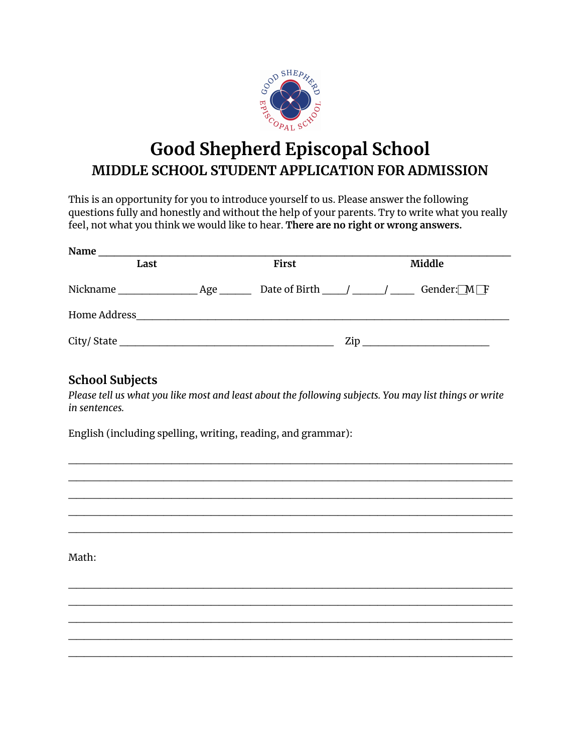# Good Shepherd Episcopal School

## MIDDLE SCHOOL STUDENT APPLICATION FOR ADMISSION

This is an opportunity for you to introduce yourself to us. Please answer the following questions fully and honestly and without the help of your parents. Try to write what you really feel, not what you think we would like to hear. **There are no right or wrong answers.**

**Name** ___________________________________________________________________________

**Last** **First** **Middle**

Nickname ________________ Age ______ Date of Birth _____/ ______/ _____ Gender: ☐M ☐F

Home Address_____________________________________________________________________

City/ State ____________________________________________ Zip _________________________

### School Subjects

*Please tell us what you like most and least about the following subjects. You may list things or write in sentences.*

English (including spelling, writing, reading, and grammar):

_______________________________________________________________________________

_______________________________________________________________________________

_______________________________________________________________________________

_______________________________________________________________________________

_______________________________________________________________________________

Math:

_______________________________________________________________________________

_______________________________________________________________________________

_______________________________________________________________________________

_______________________________________________________________________________

_______________________________________________________________________________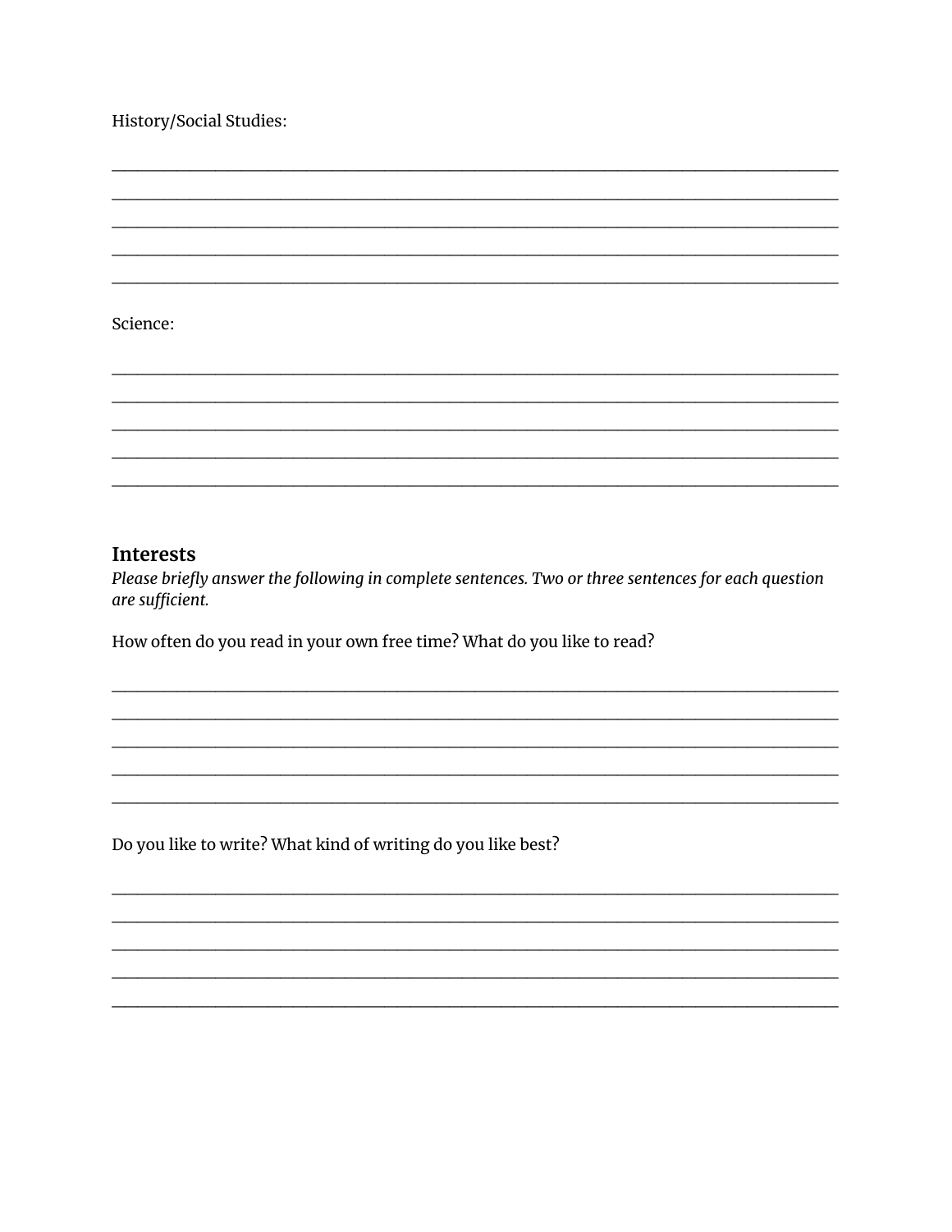History/Social Studies:

_______________________________________________________________________________

_______________________________________________________________________________

_______________________________________________________________________________

_______________________________________________________________________________

_______________________________________________________________________________

Science:

_______________________________________________________________________________

_______________________________________________________________________________

_______________________________________________________________________________

_______________________________________________________________________________

_______________________________________________________________________________

## Interests

*Please briefly answer the following in complete sentences. Two or three sentences for each question are sufficient.*

How often do you read in your own free time? What do you like to read?

_______________________________________________________________________________

_______________________________________________________________________________

_______________________________________________________________________________

_______________________________________________________________________________

_______________________________________________________________________________

Do you like to write? What kind of writing do you like best?

_______________________________________________________________________________

_______________________________________________________________________________

_______________________________________________________________________________

_______________________________________________________________________________

_______________________________________________________________________________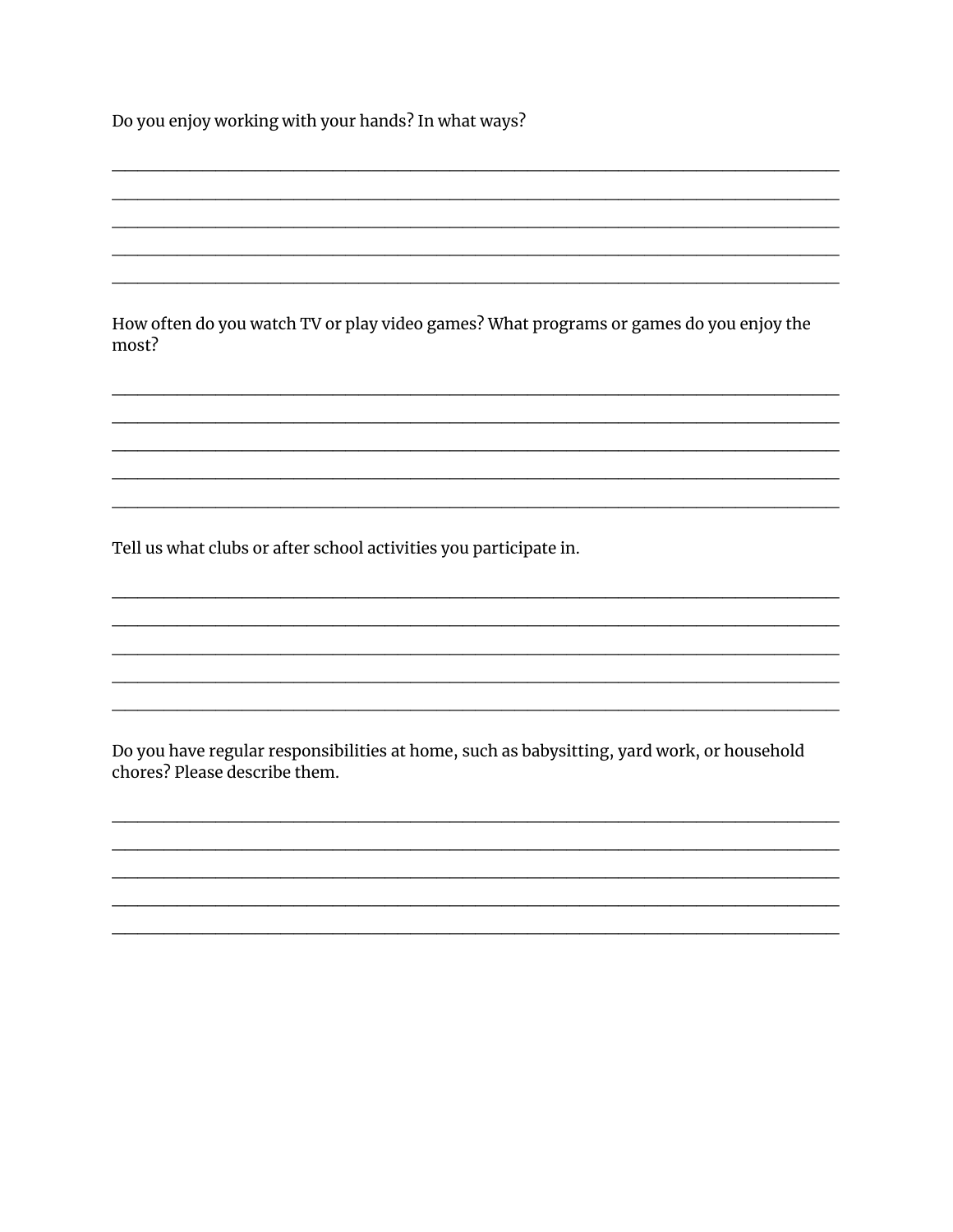Do you enjoy working with your hands? In what ways?

_______________________________________________________________________________

_______________________________________________________________________________

_______________________________________________________________________________

_______________________________________________________________________________

_______________________________________________________________________________

How often do you watch TV or play video games? What programs or games do you enjoy the most?

_______________________________________________________________________________

_______________________________________________________________________________

_______________________________________________________________________________

_______________________________________________________________________________

_______________________________________________________________________________

Tell us what clubs or after school activities you participate in.

_______________________________________________________________________________

_______________________________________________________________________________

_______________________________________________________________________________

_______________________________________________________________________________

_______________________________________________________________________________

Do you have regular responsibilities at home, such as babysitting, yard work, or household chores? Please describe them.

_______________________________________________________________________________

_______________________________________________________________________________

_______________________________________________________________________________

_______________________________________________________________________________

_______________________________________________________________________________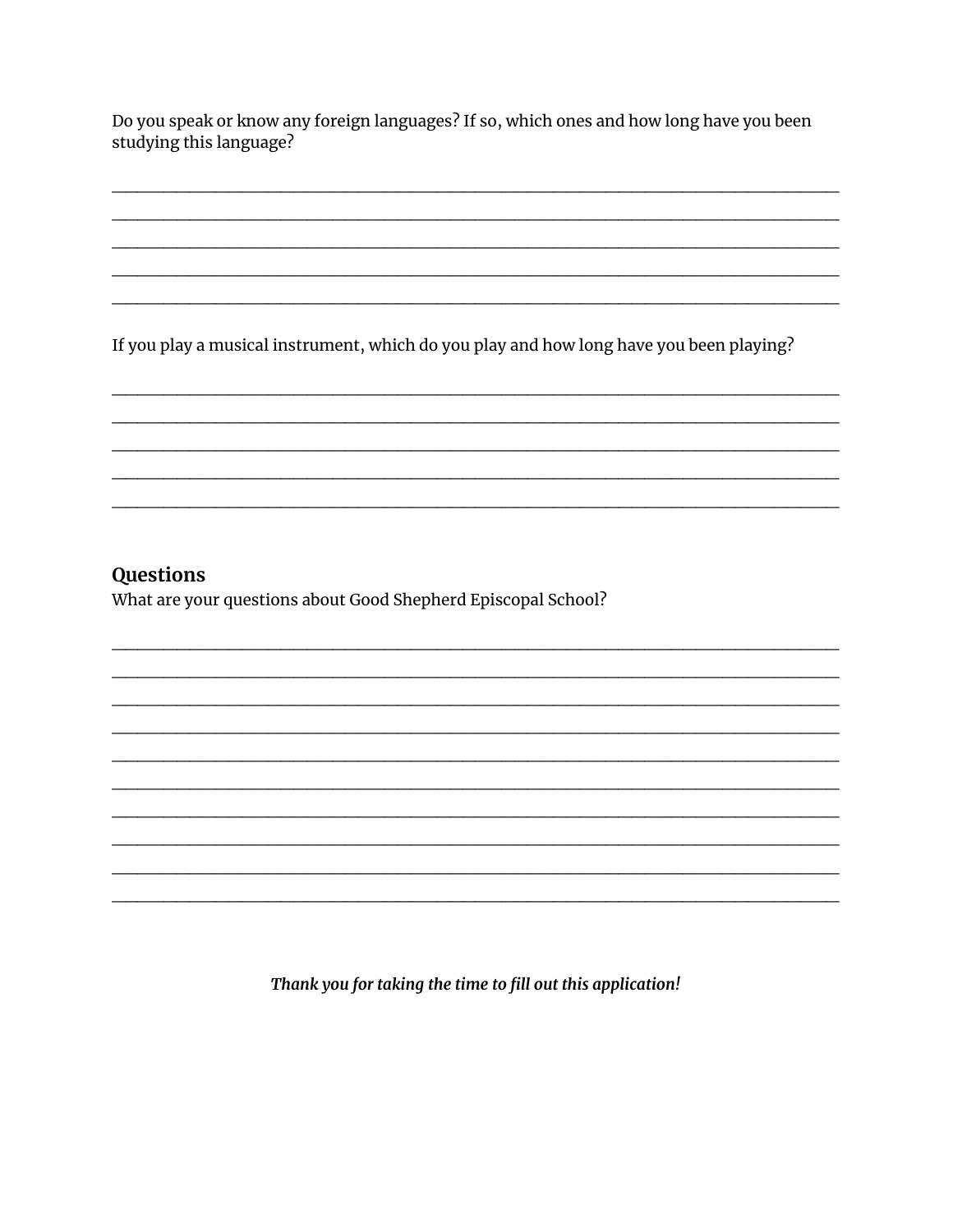Do you speak or know any foreign languages? If so, which ones and how long have you been studying this language?

______________________________________________________________________________
______________________________________________________________________________
______________________________________________________________________________
______________________________________________________________________________
______________________________________________________________________________

If you play a musical instrument, which do you play and how long have you been playing?

______________________________________________________________________________
______________________________________________________________________________
______________________________________________________________________________
______________________________________________________________________________
______________________________________________________________________________

## Questions

What are your questions about Good Shepherd Episcopal School?

______________________________________________________________________________
______________________________________________________________________________
______________________________________________________________________________
______________________________________________________________________________
______________________________________________________________________________
______________________________________________________________________________
______________________________________________________________________________
______________________________________________________________________________
______________________________________________________________________________
______________________________________________________________________________

***Thank you for taking the time to fill out this application!***